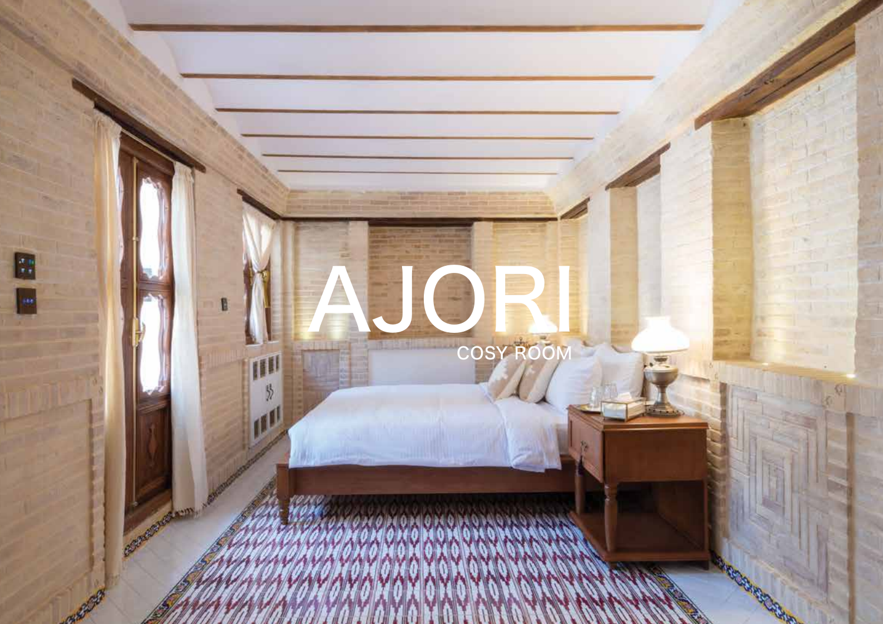# AJORI

COSY ROOM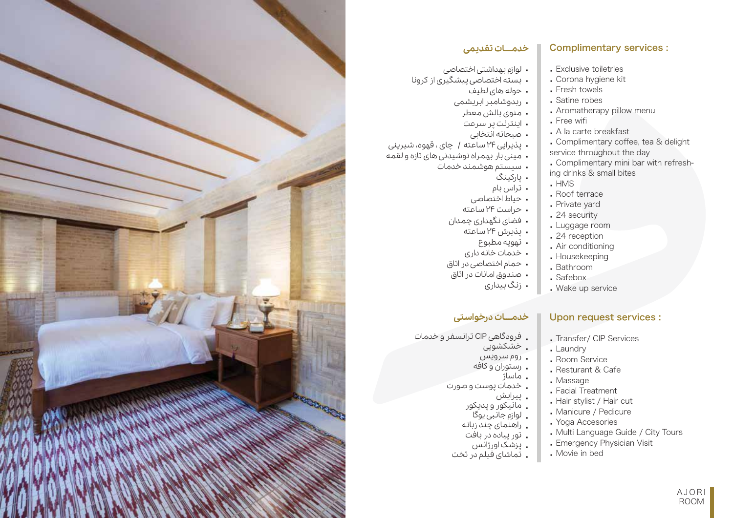## خدمــات تقدیمی

- لوازم بهداشتی اختصاصی
- بسته اختصاصی پیشگیری از کرونا
- حوله های لطیف
- ربدوشامبر ابریشمی
- منوی بالش معطر
- اینترنت پر سرعت
- صبحانه انتخابی
- پذیرایی ۲۴ ساعته / چای ، قهوه، شیرینی
- مینی بار بهمراه نوشیدنی های تازه و لقمه
- سیستم هوشمند خدمات
- پارکینگ
- تراس بام
- حیاط اختصاصی
- حراست ۲۴ ساعته
- فضای نگهداری چمدان
- پذیرش ۲۴ ساعته
- تهویه مطبوع
- خدمات خانه داری
- حمام اختصاصی در اتاق
- صندوق امانات در اتاق
- زنگ بیداری

## Complimentary services :

- Exclusive toiletries
- Corona hygiene kit
- Fresh towels
- Satine robes
- Aromatherapy pillow menu
- Free wifi
- A la carte breakfast
- Complimentary coffee, tea & delight service throughout the day
- Complimentary mini bar with refreshing drinks & small bites
- HMS
- Roof terrace
- Private yard
- 24 security
- Luggage room
- 24 reception
- Air conditioning
- Housekeeping
- Bathroom
- Safebox
- Wake up service

## خدمــات درخواستی

- فرودگاهی CIP ترانسفر و خدمات
- خشکشویی
- روم سرویس
- رستوران و کافه
- ماساژ
- خدمات پوست و صورت
- پیرایش
- مانیکور و پدیکور
- لوازم جانبی یوگا
- راهنمای چند زبانه
- تور پیاده در بافت
- پزشک اورژانس
- تماشای فیلم در تخت

## Upon request services :

- Transfer/ CIP Services
- Laundry
- Room Service
- Resturant & Cafe
- Massage
- Facial Treatment
- Hair stylist / Hair cut
- Manicure / Pedicure
- Yoga Accesories
- Multi Language Guide / City Tours
- Emergency Physician Visit
- Movie in bed

AJORI
ROOM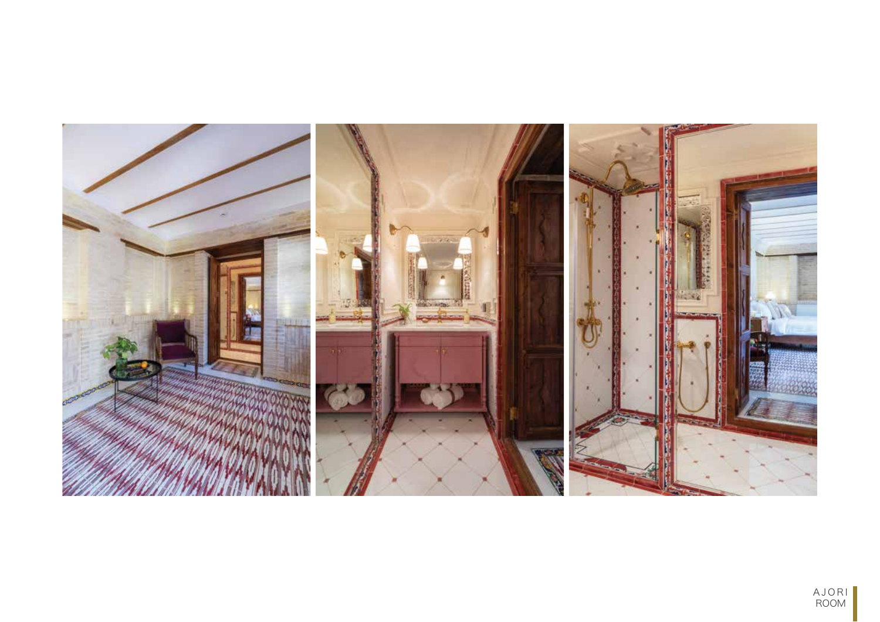AJORI
ROOM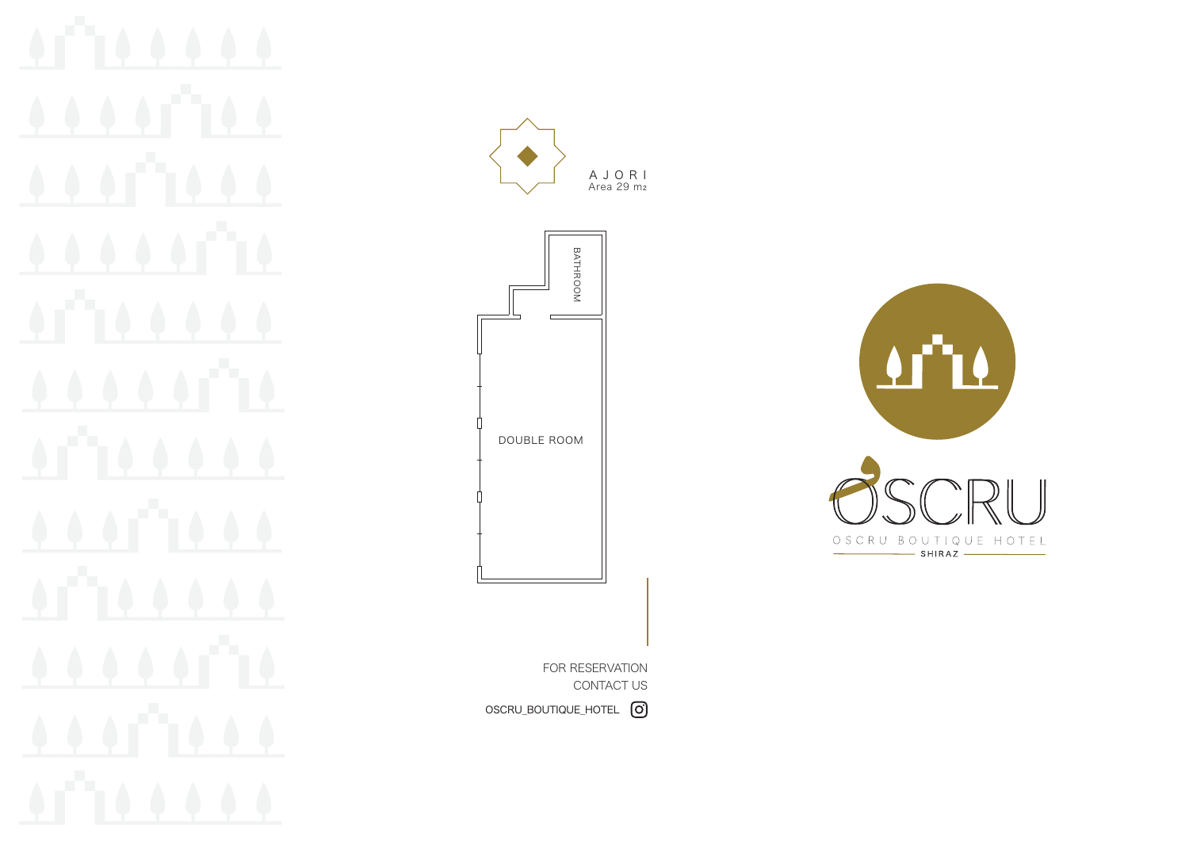# A J O R I

Area 29 m2

BATHROOM

DOUBLE ROOM

FOR RESERVATION
CONTACT US

OSCRU_BOUTIQUE_HOTEL

OSCRU

OSCRU BOUTIQUE HOTEL

SHIRAZ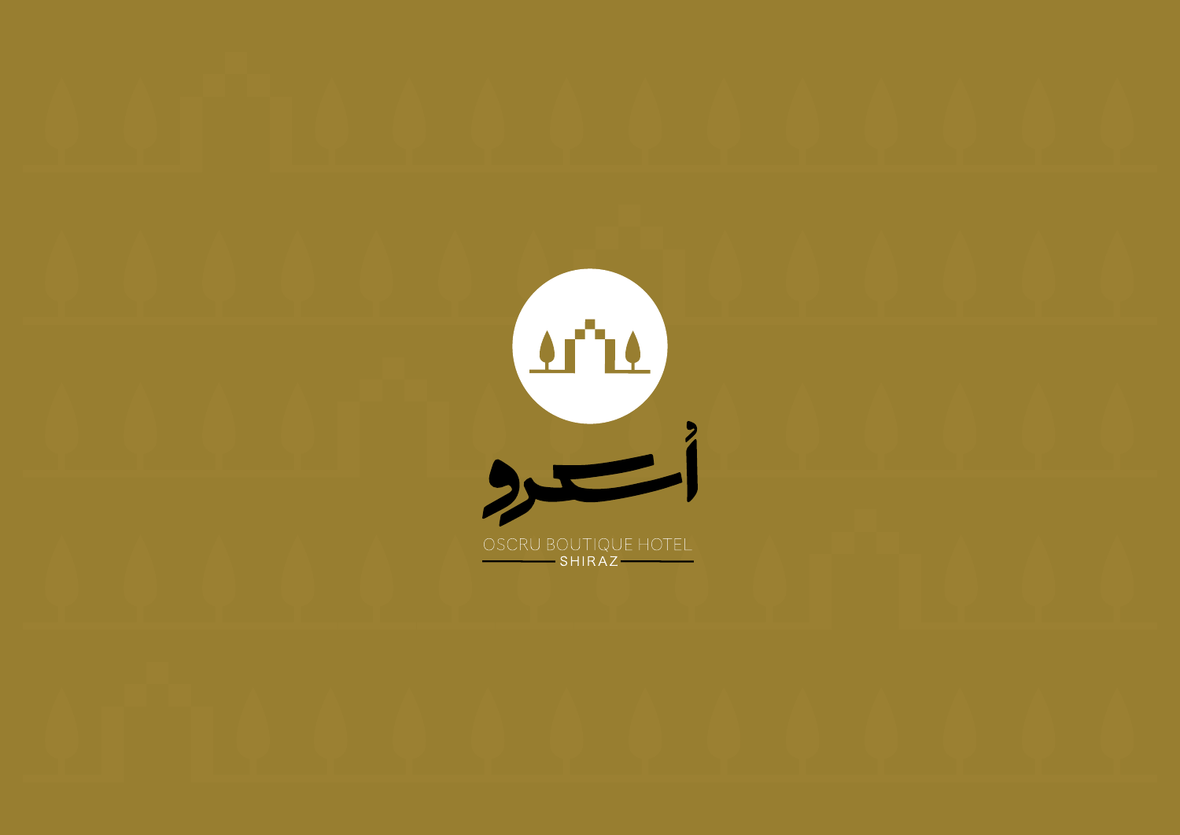اُسکرو

OSCRU BOUTIQUE HOTEL

SHIRAZ